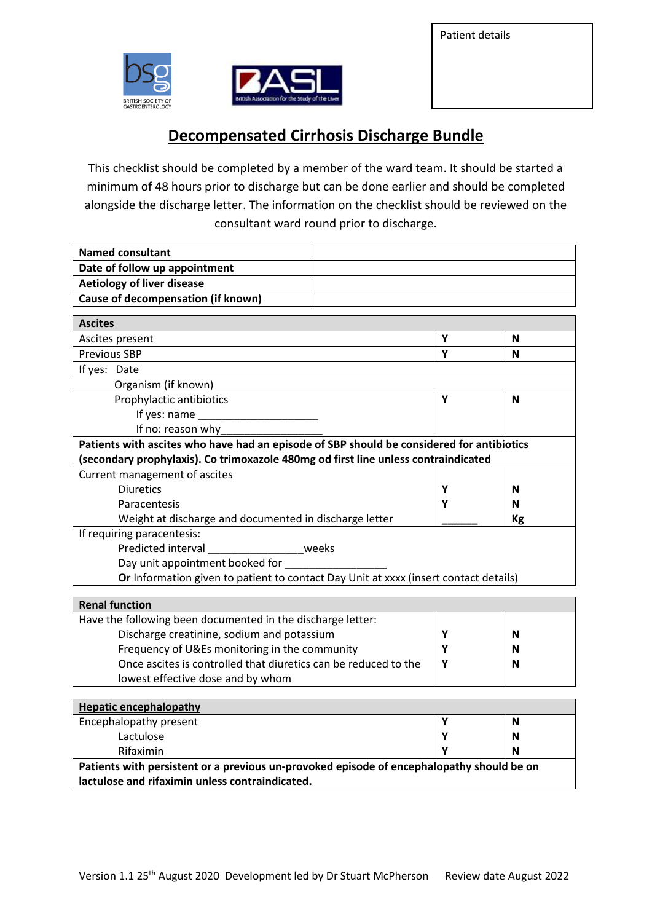Patient details

# Decompensated Cirrhosis Discharge Bundle

This checklist should be completed by a member of the ward team. It should be started a minimum of 48 hours prior to discharge but can be done earlier and should be completed alongside the discharge letter. The information on the checklist should be reviewed on the consultant ward round prior to discharge.

| **Named consultant** | |
|---|---|
| **Date of follow up appointment** | |
| **Aetiology of liver disease** | |
| **Cause of decompensation (if known)** | |

| **Ascites** | | |
|---|---|---|
| Ascites present | **Y** | **N** |
| Previous SBP | **Y** | **N** |
| If yes: Date | | |
| Organism (if known) | | |
| Prophylactic antibiotics<br>If yes: name ____________________<br>If no: reason why_________________ | **Y** | **N** |
| **Patients with ascites who have had an episode of SBP should be considered for antibiotics (secondary prophylaxis). Co trimoxazole 480mg od first line unless contraindicated** | | |
| Current management of ascites | | |
| Diuretics | **Y** | **N** |
| Paracentesis | **Y** | **N** |
| Weight at discharge and documented in discharge letter | ______ | **Kg** |
| If requiring paracentesis:<br>Predicted interval ________________weeks<br>Day unit appointment booked for _________________<br>**Or** Information given to patient to contact Day Unit at xxxx (insert contact details) | | |

| **Renal function** | | |
|---|---|---|
| Have the following been documented in the discharge letter: | | |
| Discharge creatinine, sodium and potassium | **Y** | **N** |
| Frequency of U&Es monitoring in the community | **Y** | **N** |
| Once ascites is controlled that diuretics can be reduced to the lowest effective dose and by whom | **Y** | **N** |

| **Hepatic encephalopathy** | | |
|---|---|---|
| Encephalopathy present | **Y** | **N** |
| Lactulose | **Y** | **N** |
| Rifaximin | **Y** | **N** |
| **Patients with persistent or a previous un-provoked episode of encephalopathy should be on lactulose and rifaximin unless contraindicated.** | | |

Version 1.1 25th August 2020 Development led by Dr Stuart McPherson Review date August 2022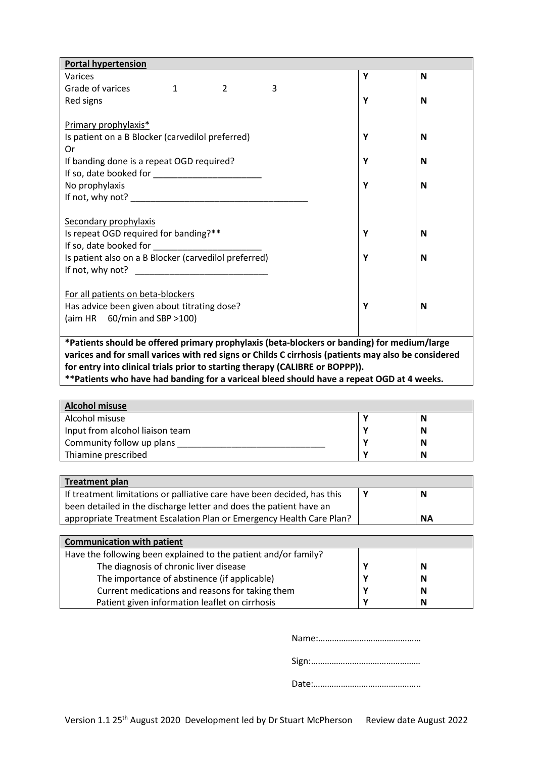| **Portal hypertension** | | |
|---|---|---|
| Varices | **Y** | **N** |
| Grade of varices 1 2 3 | | |
| Red signs | **Y** | **N** |
| Primary prophylaxis* | | |
| Is patient on a B Blocker (carvedilol preferred) | **Y** | **N** |
| Or | | |
| If banding done is a repeat OGD required? | **Y** | **N** |
| If so, date booked for ______________________ | | |
| No prophylaxis | **Y** | **N** |
| If not, why not? ____________________________________ | | |
| Secondary prophylaxis | | |
| Is repeat OGD required for banding?** | **Y** | **N** |
| If so, date booked for ______________________ | | |
| Is patient also on a B Blocker (carvedilol preferred) | **Y** | **N** |
| If not, why not? ___________________________ | | |
| For all patients on beta-blockers | | |
| Has advice been given about titrating dose? | **Y** | **N** |
| (aim HR 60/min and SBP >100) | | |

**\*Patients should be offered primary prophylaxis (beta-blockers or banding) for medium/large varices and for small varices with red signs or Childs C cirrhosis (patients may also be considered for entry into clinical trials prior to starting therapy (CALIBRE or BOPPP)).**
**\*\*Patients who have had banding for a variceal bleed should have a repeat OGD at 4 weeks.**

| **Alcohol misuse** | | |
|---|---|---|
| Alcohol misuse | **Y** | **N** |
| Input from alcohol liaison team | **Y** | **N** |
| Community follow up plans ______________________________ | **Y** | **N** |
| Thiamine prescribed | **Y** | **N** |

| **Treatment plan** | | |
|---|---|---|
| If treatment limitations or palliative care have been decided, has this been detailed in the discharge letter and does the patient have an appropriate Treatment Escalation Plan or Emergency Health Care Plan? | **Y** | **N** / **NA** |

| **Communication with patient** | | |
|---|---|---|
| Have the following been explained to the patient and/or family? | | |
| The diagnosis of chronic liver disease | **Y** | **N** |
| The importance of abstinence (if applicable) | **Y** | **N** |
| Current medications and reasons for taking them | **Y** | **N** |
| Patient given information leaflet on cirrhosis | **Y** | **N** |

Name:………………………………………

Sign:…………………………………………

Date:………………………………………..

Version 1.1 25th August 2020 Development led by Dr Stuart McPherson Review date August 2022